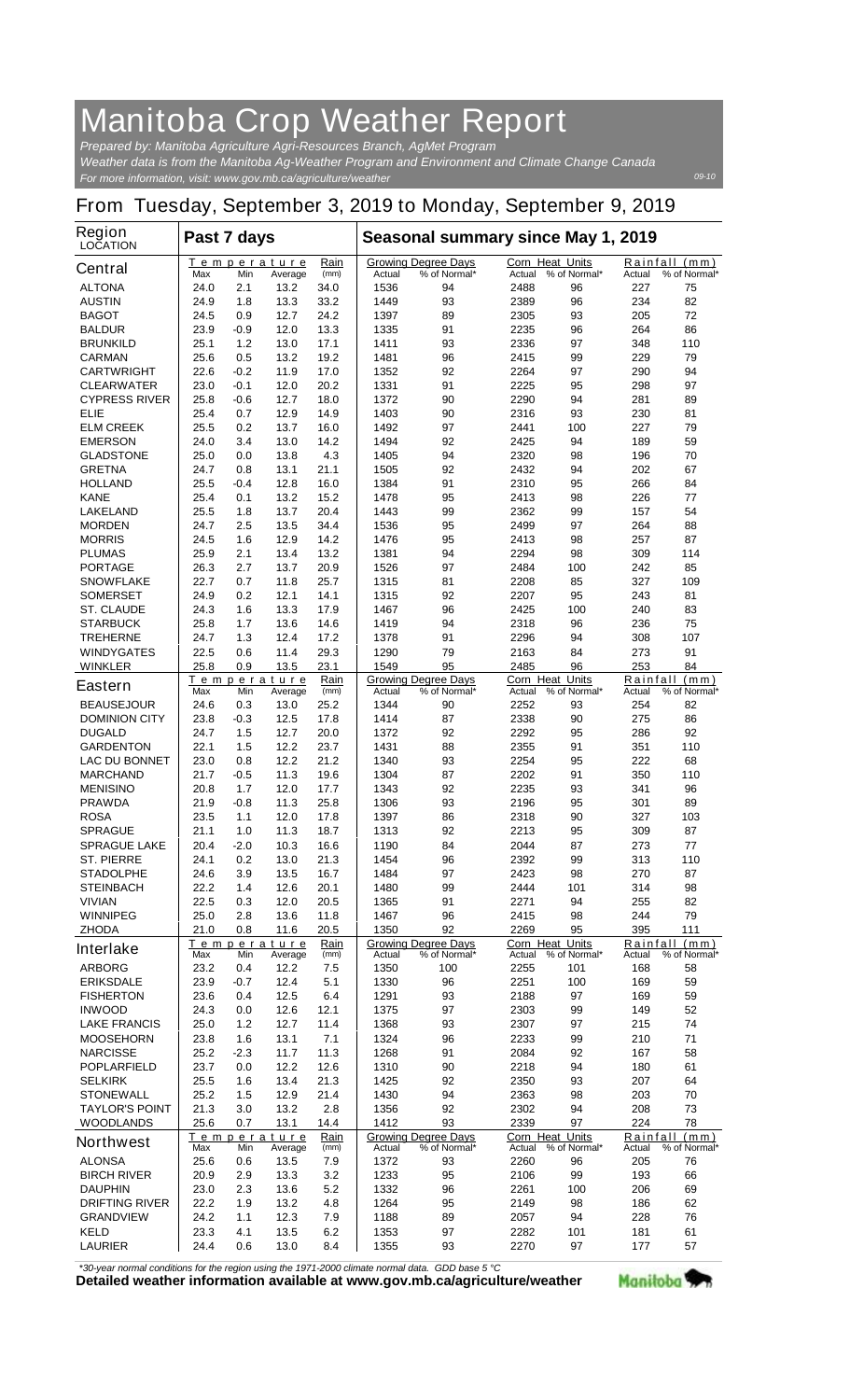# Manitoba Crop Weather Report

*Prepared by: Manitoba Agriculture Agri-Resources Branch, AgMet Program*
*Weather data is from the Manitoba Ag-Weather Program and Environment and Climate Change Canada*
*For more information, visit: www.gov.mb.ca/agriculture/weather*

09-10

## From Tuesday, September 3, 2019 to Monday, September 9, 2019

| Region LOCATION | Past 7 days | | | | Seasonal summary since May 1, 2019 | | | | | |
|---|---|---|---|---|---|---|---|---|---|---|
| | Temperature | | | Rain | Growing Degree Days | | Corn Heat Units | | Rainfall (mm) | |
| | Max | Min | Average | (mm) | Actual | % of Normal* | Actual | % of Normal* | Actual | % of Normal* |
| **Central** | | | | | | | | | | |
| ALTONA | 24.0 | 2.1 | 13.2 | 34.0 | 1536 | 94 | 2488 | 96 | 227 | 75 |
| AUSTIN | 24.9 | 1.8 | 13.3 | 33.2 | 1449 | 93 | 2389 | 96 | 234 | 82 |
| BAGOT | 24.5 | 0.9 | 12.7 | 24.2 | 1397 | 89 | 2305 | 93 | 205 | 72 |
| BALDUR | 23.9 | -0.9 | 12.0 | 13.3 | 1335 | 91 | 2235 | 96 | 264 | 86 |
| BRUNKILD | 25.1 | 1.2 | 13.0 | 17.1 | 1411 | 93 | 2336 | 97 | 348 | 110 |
| CARMAN | 25.6 | 0.5 | 13.2 | 19.2 | 1481 | 96 | 2415 | 99 | 229 | 79 |
| CARTWRIGHT | 22.6 | -0.2 | 11.9 | 17.0 | 1352 | 92 | 2264 | 97 | 290 | 94 |
| CLEARWATER | 23.0 | -0.1 | 12.0 | 20.2 | 1331 | 91 | 2225 | 95 | 298 | 97 |
| CYPRESS RIVER | 25.8 | -0.6 | 12.7 | 18.0 | 1372 | 90 | 2290 | 94 | 281 | 89 |
| ELIE | 25.4 | 0.7 | 12.9 | 14.9 | 1403 | 90 | 2316 | 93 | 230 | 81 |
| ELM CREEK | 25.5 | 0.2 | 13.7 | 16.0 | 1492 | 97 | 2441 | 100 | 227 | 79 |
| EMERSON | 24.0 | 3.4 | 13.0 | 14.2 | 1494 | 92 | 2425 | 94 | 189 | 59 |
| GLADSTONE | 25.0 | 0.0 | 13.8 | 4.3 | 1405 | 94 | 2320 | 98 | 196 | 70 |
| GRETNA | 24.7 | 0.8 | 13.1 | 21.1 | 1505 | 92 | 2432 | 94 | 202 | 67 |
| HOLLAND | 25.5 | -0.4 | 12.8 | 16.0 | 1384 | 91 | 2310 | 95 | 266 | 84 |
| KANE | 25.4 | 0.1 | 13.2 | 15.2 | 1478 | 95 | 2413 | 98 | 226 | 77 |
| LAKELAND | 25.5 | 1.8 | 13.7 | 20.4 | 1443 | 99 | 2362 | 99 | 157 | 54 |
| MORDEN | 24.7 | 2.5 | 13.5 | 34.4 | 1536 | 95 | 2499 | 97 | 264 | 88 |
| MORRIS | 24.5 | 1.6 | 12.9 | 14.2 | 1476 | 95 | 2413 | 98 | 257 | 87 |
| PLUMAS | 25.9 | 2.1 | 13.4 | 13.2 | 1381 | 94 | 2294 | 98 | 309 | 114 |
| PORTAGE | 26.3 | 2.7 | 13.7 | 20.9 | 1526 | 97 | 2484 | 100 | 242 | 85 |
| SNOWFLAKE | 22.7 | 0.7 | 11.8 | 25.7 | 1315 | 81 | 2208 | 85 | 327 | 109 |
| SOMERSET | 24.9 | 0.2 | 12.1 | 14.1 | 1315 | 92 | 2207 | 95 | 243 | 81 |
| ST. CLAUDE | 24.3 | 1.6 | 13.3 | 17.9 | 1467 | 96 | 2425 | 100 | 240 | 83 |
| STARBUCK | 25.8 | 1.7 | 13.6 | 14.6 | 1419 | 94 | 2318 | 96 | 236 | 75 |
| TREHERNE | 24.7 | 1.3 | 12.4 | 17.2 | 1378 | 91 | 2296 | 94 | 308 | 107 |
| WINDYGATES | 22.5 | 0.6 | 11.4 | 29.3 | 1290 | 79 | 2163 | 84 | 273 | 91 |
| WINKLER | 25.8 | 0.9 | 13.5 | 23.1 | 1549 | 95 | 2485 | 96 | 253 | 84 |
| **Eastern** | | | | | | | | | | |
| BEAUSEJOUR | 24.6 | 0.3 | 13.0 | 25.2 | 1344 | 90 | 2252 | 93 | 254 | 82 |
| DOMINION CITY | 23.8 | -0.3 | 12.5 | 17.8 | 1414 | 87 | 2338 | 90 | 275 | 86 |
| DUGALD | 24.7 | 1.5 | 12.7 | 20.0 | 1372 | 92 | 2292 | 95 | 286 | 92 |
| GARDENTON | 22.1 | 1.5 | 12.2 | 23.7 | 1431 | 88 | 2355 | 91 | 351 | 110 |
| LAC DU BONNET | 23.0 | 0.8 | 12.2 | 21.2 | 1340 | 93 | 2254 | 95 | 222 | 68 |
| MARCHAND | 21.7 | -0.5 | 11.3 | 19.6 | 1304 | 87 | 2202 | 91 | 350 | 110 |
| MENISINO | 20.8 | 1.7 | 12.0 | 17.7 | 1343 | 92 | 2235 | 93 | 341 | 96 |
| PRAWDA | 21.9 | -0.8 | 11.3 | 25.8 | 1306 | 93 | 2196 | 95 | 301 | 89 |
| ROSA | 23.5 | 1.1 | 12.0 | 17.8 | 1397 | 86 | 2318 | 90 | 327 | 103 |
| SPRAGUE | 21.1 | 1.0 | 11.3 | 18.7 | 1313 | 92 | 2213 | 95 | 309 | 87 |
| SPRAGUE LAKE | 20.4 | -2.0 | 10.3 | 16.6 | 1190 | 84 | 2044 | 87 | 273 | 77 |
| ST. PIERRE | 24.1 | 0.2 | 13.0 | 21.3 | 1454 | 96 | 2392 | 99 | 313 | 110 |
| STADOLPHE | 24.6 | 3.9 | 13.5 | 16.7 | 1484 | 97 | 2423 | 98 | 270 | 87 |
| STEINBACH | 22.2 | 1.4 | 12.6 | 20.1 | 1480 | 99 | 2444 | 101 | 314 | 98 |
| VIVIAN | 22.5 | 0.3 | 12.0 | 20.5 | 1365 | 91 | 2271 | 94 | 255 | 82 |
| WINNIPEG | 25.0 | 2.8 | 13.6 | 11.8 | 1467 | 96 | 2415 | 98 | 244 | 79 |
| ZHODA | 21.0 | 0.8 | 11.6 | 20.5 | 1350 | 92 | 2269 | 95 | 395 | 111 |
| **Interlake** | | | | | | | | | | |
| ARBORG | 23.2 | 0.4 | 12.2 | 7.5 | 1350 | 100 | 2255 | 101 | 168 | 58 |
| ERIKSDALE | 23.9 | -0.7 | 12.4 | 5.1 | 1330 | 96 | 2251 | 100 | 169 | 59 |
| FISHERTON | 23.6 | 0.4 | 12.5 | 6.4 | 1291 | 93 | 2188 | 97 | 169 | 59 |
| INWOOD | 24.3 | 0.0 | 12.6 | 12.1 | 1375 | 97 | 2303 | 99 | 149 | 52 |
| LAKE FRANCIS | 25.0 | 1.2 | 12.7 | 11.4 | 1368 | 93 | 2307 | 97 | 215 | 74 |
| MOOSEHORN | 23.8 | 1.6 | 13.1 | 7.1 | 1324 | 96 | 2233 | 99 | 210 | 71 |
| NARCISSE | 25.2 | -2.3 | 11.7 | 11.3 | 1268 | 91 | 2084 | 92 | 167 | 58 |
| POPLARFIELD | 23.7 | 0.0 | 12.2 | 12.6 | 1310 | 90 | 2218 | 94 | 180 | 61 |
| SELKIRK | 25.5 | 1.6 | 13.4 | 21.3 | 1425 | 92 | 2350 | 93 | 207 | 64 |
| STONEWALL | 25.2 | 1.5 | 12.9 | 21.4 | 1430 | 94 | 2363 | 98 | 203 | 70 |
| TAYLOR'S POINT | 21.3 | 3.0 | 13.2 | 2.8 | 1356 | 92 | 2302 | 94 | 208 | 73 |
| WOODLANDS | 25.6 | 0.7 | 13.1 | 14.4 | 1412 | 93 | 2339 | 97 | 224 | 78 |
| **Northwest** | | | | | | | | | | |
| ALONSA | 25.6 | 0.6 | 13.5 | 7.9 | 1372 | 93 | 2260 | 96 | 205 | 76 |
| BIRCH RIVER | 20.9 | 2.9 | 13.3 | 3.2 | 1233 | 95 | 2106 | 99 | 193 | 66 |
| DAUPHIN | 23.0 | 2.3 | 13.6 | 5.2 | 1332 | 96 | 2261 | 100 | 206 | 69 |
| DRIFTING RIVER | 22.2 | 1.9 | 13.2 | 4.8 | 1264 | 95 | 2149 | 98 | 186 | 62 |
| GRANDVIEW | 24.2 | 1.1 | 12.3 | 7.9 | 1188 | 89 | 2057 | 94 | 228 | 76 |
| KELD | 23.3 | 4.1 | 13.5 | 6.2 | 1353 | 97 | 2282 | 101 | 181 | 61 |
| LAURIER | 24.4 | 0.6 | 13.0 | 8.4 | 1355 | 93 | 2270 | 97 | 177 | 57 |

*\*30-year normal conditions for the region using the 1971-2000 climate normal data. GDD base 5 °C*

**Detailed weather information available at www.gov.mb.ca/agriculture/weather**

Manitoba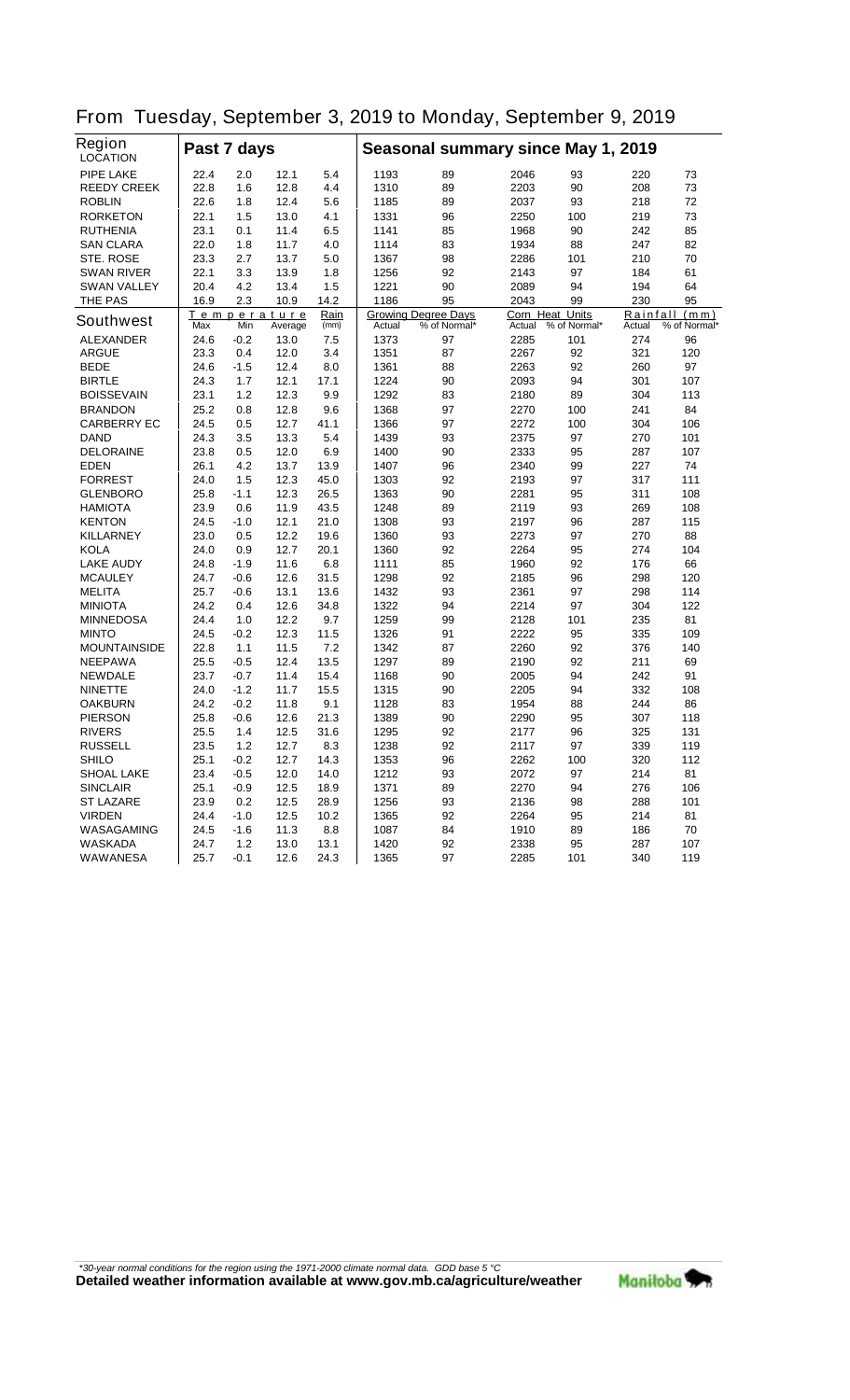# From Tuesday, September 3, 2019 to Monday, September 9, 2019

| Region LOCATION | Past 7 days | | | | Seasonal summary since May 1, 2019 | | | | | |
|---|---|---|---|---|---|---|---|---|---|---|
| PIPE LAKE | 22.4 | 2.0 | 12.1 | 5.4 | 1193 | 89 | 2046 | 93 | 220 | 73 |
| REEDY CREEK | 22.8 | 1.6 | 12.8 | 4.4 | 1310 | 89 | 2203 | 90 | 208 | 73 |
| ROBLIN | 22.6 | 1.8 | 12.4 | 5.6 | 1185 | 89 | 2037 | 93 | 218 | 72 |
| RORKETON | 22.1 | 1.5 | 13.0 | 4.1 | 1331 | 96 | 2250 | 100 | 219 | 73 |
| RUTHENIA | 23.1 | 0.1 | 11.4 | 6.5 | 1141 | 85 | 1968 | 90 | 242 | 85 |
| SAN CLARA | 22.0 | 1.8 | 11.7 | 4.0 | 1114 | 83 | 1934 | 88 | 247 | 82 |
| STE. ROSE | 23.3 | 2.7 | 13.7 | 5.0 | 1367 | 98 | 2286 | 101 | 210 | 70 |
| SWAN RIVER | 22.1 | 3.3 | 13.9 | 1.8 | 1256 | 92 | 2143 | 97 | 184 | 61 |
| SWAN VALLEY | 20.4 | 4.2 | 13.4 | 1.5 | 1221 | 90 | 2089 | 94 | 194 | 64 |
| THE PAS | 16.9 | 2.3 | 10.9 | 14.2 | 1186 | 95 | 2043 | 99 | 230 | 95 |
| **Southwest** | Temperature Max | Min | Average | Rain (mm) | Growing Degree Days Actual | % of Normal* | Corn Heat Units Actual | % of Normal* | Rainfall (mm) Actual | % of Normal* |
| ALEXANDER | 24.6 | -0.2 | 13.0 | 7.5 | 1373 | 97 | 2285 | 101 | 274 | 96 |
| ARGUE | 23.3 | 0.4 | 12.0 | 3.4 | 1351 | 87 | 2267 | 92 | 321 | 120 |
| BEDE | 24.6 | -1.5 | 12.4 | 8.0 | 1361 | 88 | 2263 | 92 | 260 | 97 |
| BIRTLE | 24.3 | 1.7 | 12.1 | 17.1 | 1224 | 90 | 2093 | 94 | 301 | 107 |
| BOISSEVAIN | 23.1 | 1.2 | 12.3 | 9.9 | 1292 | 83 | 2180 | 89 | 304 | 113 |
| BRANDON | 25.2 | 0.8 | 12.8 | 9.6 | 1368 | 97 | 2270 | 100 | 241 | 84 |
| CARBERRY EC | 24.5 | 0.5 | 12.7 | 41.1 | 1366 | 97 | 2272 | 100 | 304 | 106 |
| DAND | 24.3 | 3.5 | 13.3 | 5.4 | 1439 | 93 | 2375 | 97 | 270 | 101 |
| DELORAINE | 23.8 | 0.5 | 12.0 | 6.9 | 1400 | 90 | 2333 | 95 | 287 | 107 |
| EDEN | 26.1 | 4.2 | 13.7 | 13.9 | 1407 | 96 | 2340 | 99 | 227 | 74 |
| FORREST | 24.0 | 1.5 | 12.3 | 45.0 | 1303 | 92 | 2193 | 97 | 317 | 111 |
| GLENBORO | 25.8 | -1.1 | 12.3 | 26.5 | 1363 | 90 | 2281 | 95 | 311 | 108 |
| HAMIOTA | 23.9 | 0.6 | 11.9 | 43.5 | 1248 | 89 | 2119 | 93 | 269 | 108 |
| KENTON | 24.5 | -1.0 | 12.1 | 21.0 | 1308 | 93 | 2197 | 96 | 287 | 115 |
| KILLARNEY | 23.0 | 0.5 | 12.2 | 19.6 | 1360 | 93 | 2273 | 97 | 270 | 88 |
| KOLA | 24.0 | 0.9 | 12.7 | 20.1 | 1360 | 92 | 2264 | 95 | 274 | 104 |
| LAKE AUDY | 24.8 | -1.9 | 11.6 | 6.8 | 1111 | 85 | 1960 | 92 | 176 | 66 |
| MCAULEY | 24.7 | -0.6 | 12.6 | 31.5 | 1298 | 92 | 2185 | 96 | 298 | 120 |
| MELITA | 25.7 | -0.6 | 13.1 | 13.6 | 1432 | 93 | 2361 | 97 | 298 | 114 |
| MINIOTA | 24.2 | 0.4 | 12.6 | 34.8 | 1322 | 94 | 2214 | 97 | 304 | 122 |
| MINNEDOSA | 24.4 | 1.0 | 12.2 | 9.7 | 1259 | 99 | 2128 | 101 | 235 | 81 |
| MINTO | 24.5 | -0.2 | 12.3 | 11.5 | 1326 | 91 | 2222 | 95 | 335 | 109 |
| MOUNTAINSIDE | 22.8 | 1.1 | 11.5 | 7.2 | 1342 | 87 | 2260 | 92 | 376 | 140 |
| NEEPAWA | 25.5 | -0.5 | 12.4 | 13.5 | 1297 | 89 | 2190 | 92 | 211 | 69 |
| NEWDALE | 23.7 | -0.7 | 11.4 | 15.4 | 1168 | 90 | 2005 | 94 | 242 | 91 |
| NINETTE | 24.0 | -1.2 | 11.7 | 15.5 | 1315 | 90 | 2205 | 94 | 332 | 108 |
| OAKBURN | 24.2 | -0.2 | 11.8 | 9.1 | 1128 | 83 | 1954 | 88 | 244 | 86 |
| PIERSON | 25.8 | -0.6 | 12.6 | 21.3 | 1389 | 90 | 2290 | 95 | 307 | 118 |
| RIVERS | 25.5 | 1.4 | 12.5 | 31.6 | 1295 | 92 | 2177 | 96 | 325 | 131 |
| RUSSELL | 23.5 | 1.2 | 12.7 | 8.3 | 1238 | 92 | 2117 | 97 | 339 | 119 |
| SHILO | 25.1 | -0.2 | 12.7 | 14.3 | 1353 | 96 | 2262 | 100 | 320 | 112 |
| SHOAL LAKE | 23.4 | -0.5 | 12.0 | 14.0 | 1212 | 93 | 2072 | 97 | 214 | 81 |
| SINCLAIR | 25.1 | -0.9 | 12.5 | 18.9 | 1371 | 89 | 2270 | 94 | 276 | 106 |
| ST LAZARE | 23.9 | 0.2 | 12.5 | 28.9 | 1256 | 93 | 2136 | 98 | 288 | 101 |
| VIRDEN | 24.4 | -1.0 | 12.5 | 10.2 | 1365 | 92 | 2264 | 95 | 214 | 81 |
| WASAGAMING | 24.5 | -1.6 | 11.3 | 8.8 | 1087 | 84 | 1910 | 89 | 186 | 70 |
| WASKADA | 24.7 | 1.2 | 13.0 | 13.1 | 1420 | 92 | 2338 | 95 | 287 | 107 |
| WAWANESA | 25.7 | -0.1 | 12.6 | 24.3 | 1365 | 97 | 2285 | 101 | 340 | 119 |

*30-year normal conditions for the region using the 1971-2000 climate normal data. GDD base 5 °C

**Detailed weather information available at www.gov.mb.ca/agriculture/weather**

Manitoba